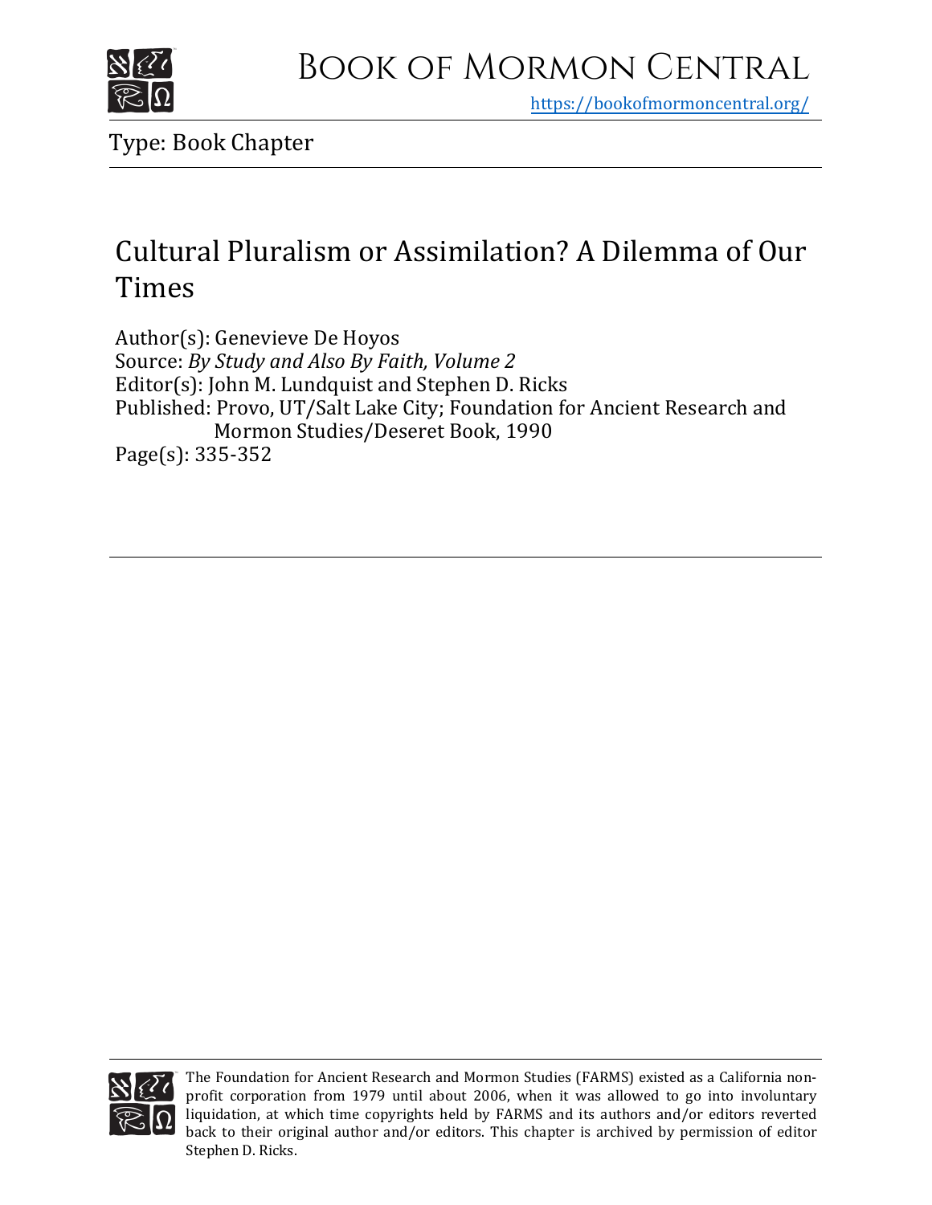# Book of Mormon Central

https://bookofmormoncentral.org/

Type: Book Chapter

## Cultural Pluralism or Assimilation? A Dilemma of Our Times

Author(s): Genevieve De Hoyos
Source: *By Study and Also By Faith, Volume 2*
Editor(s): John M. Lundquist and Stephen D. Ricks
Published: Provo, UT/Salt Lake City; Foundation for Ancient Research and Mormon Studies/Deseret Book, 1990
Page(s): 335-352

The Foundation for Ancient Research and Mormon Studies (FARMS) existed as a California non-profit corporation from 1979 until about 2006, when it was allowed to go into involuntary liquidation, at which time copyrights held by FARMS and its authors and/or editors reverted back to their original author and/or editors. This chapter is archived by permission of editor Stephen D. Ricks.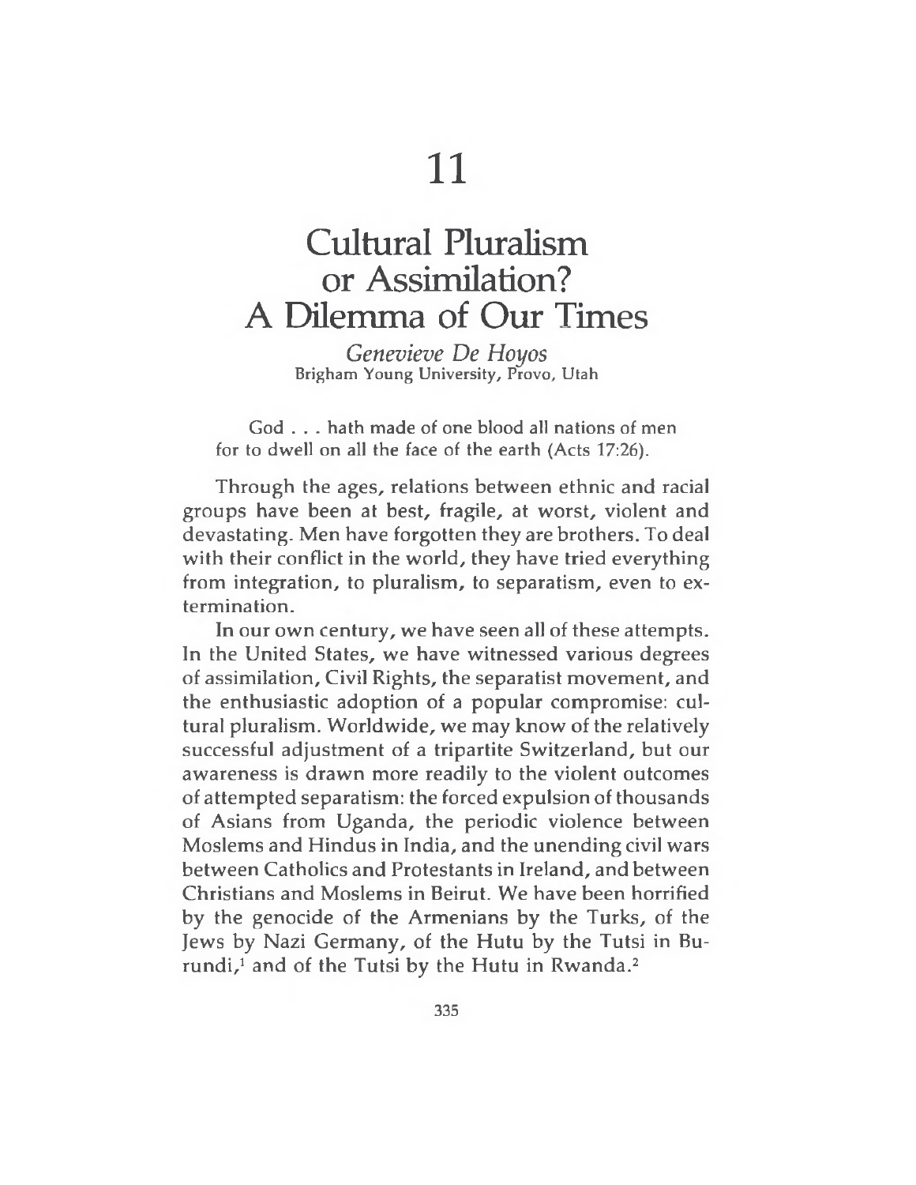# 11

# Cultural Pluralism or Assimilation? A Dilemma of Our Times

*Genevieve De Hoyos*
Brigham Young University, Provo, Utah

God . . . hath made of one blood all nations of men for to dwell on all the face of the earth (Acts 17:26).

Through the ages, relations between ethnic and racial groups have been at best, fragile, at worst, violent and devastating. Men have forgotten they are brothers. To deal with their conflict in the world, they have tried everything from integration, to pluralism, to separatism, even to extermination.

In our own century, we have seen all of these attempts. In the United States, we have witnessed various degrees of assimilation, Civil Rights, the separatist movement, and the enthusiastic adoption of a popular compromise: cultural pluralism. Worldwide, we may know of the relatively successful adjustment of a tripartite Switzerland, but our awareness is drawn more readily to the violent outcomes of attempted separatism: the forced expulsion of thousands of Asians from Uganda, the periodic violence between Moslems and Hindus in India, and the unending civil wars between Catholics and Protestants in Ireland, and between Christians and Moslems in Beirut. We have been horrified by the genocide of the Armenians by the Turks, of the Jews by Nazi Germany, of the Hutu by the Tutsi in Burundi,[1] and of the Tutsi by the Hutu in Rwanda.[2]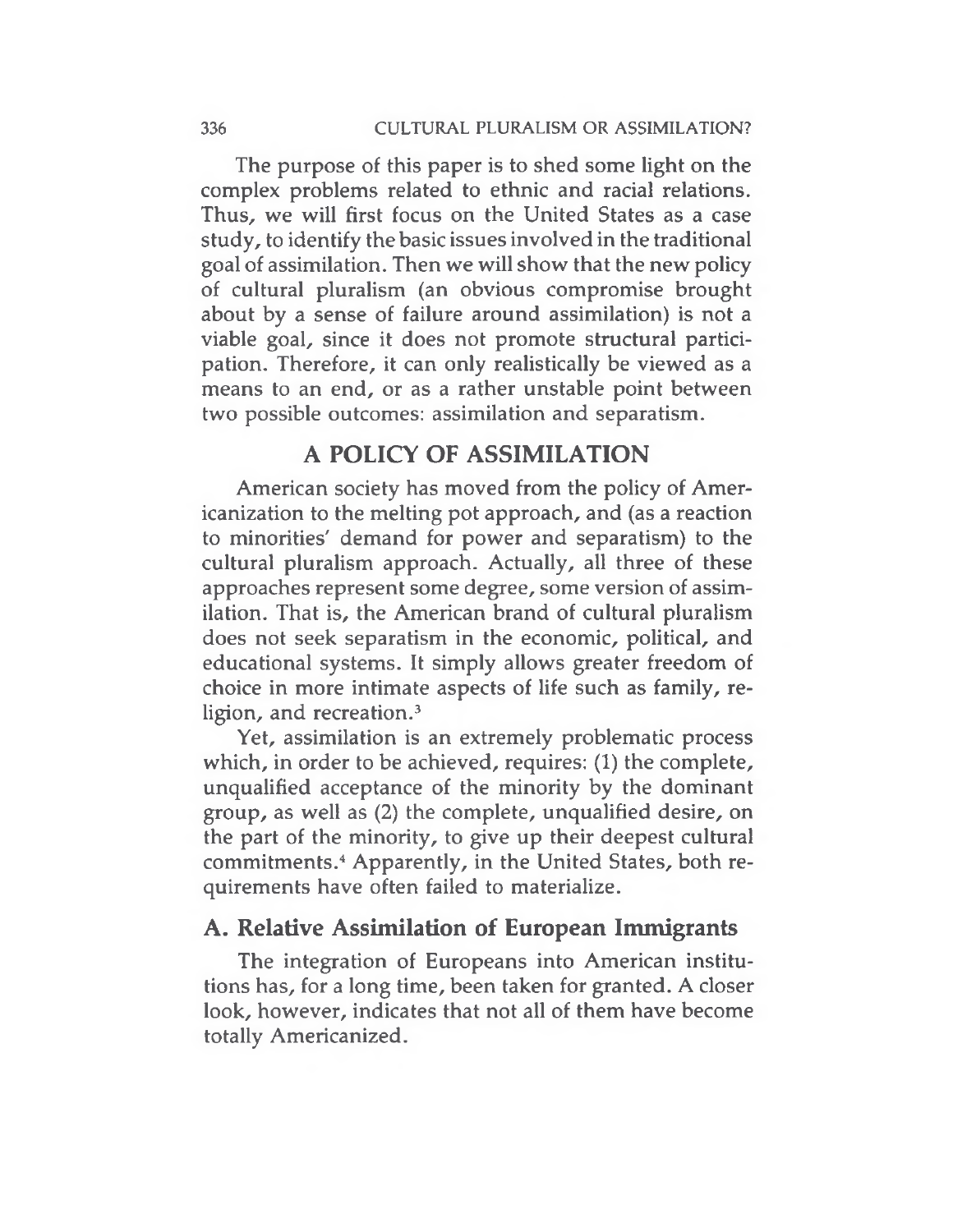The purpose of this paper is to shed some light on the complex problems related to ethnic and racial relations. Thus, we will first focus on the United States as a case study, to identify the basic issues involved in the traditional goal of assimilation. Then we will show that the new policy of cultural pluralism (an obvious compromise brought about by a sense of failure around assimilation) is not a viable goal, since it does not promote structural participation. Therefore, it can only realistically be viewed as a means to an end, or as a rather unstable point between two possible outcomes: assimilation and separatism.

## A POLICY OF ASSIMILATION

American society has moved from the policy of Americanization to the melting pot approach, and (as a reaction to minorities' demand for power and separatism) to the cultural pluralism approach. Actually, all three of these approaches represent some degree, some version of assimilation. That is, the American brand of cultural pluralism does not seek separatism in the economic, political, and educational systems. It simply allows greater freedom of choice in more intimate aspects of life such as family, religion, and recreation.[3]

Yet, assimilation is an extremely problematic process which, in order to be achieved, requires: (1) the complete, unqualified acceptance of the minority by the dominant group, as well as (2) the complete, unqualified desire, on the part of the minority, to give up their deepest cultural commitments.[4] Apparently, in the United States, both requirements have often failed to materialize.

### A. Relative Assimilation of European Immigrants

The integration of Europeans into American institutions has, for a long time, been taken for granted. A closer look, however, indicates that not all of them have become totally Americanized.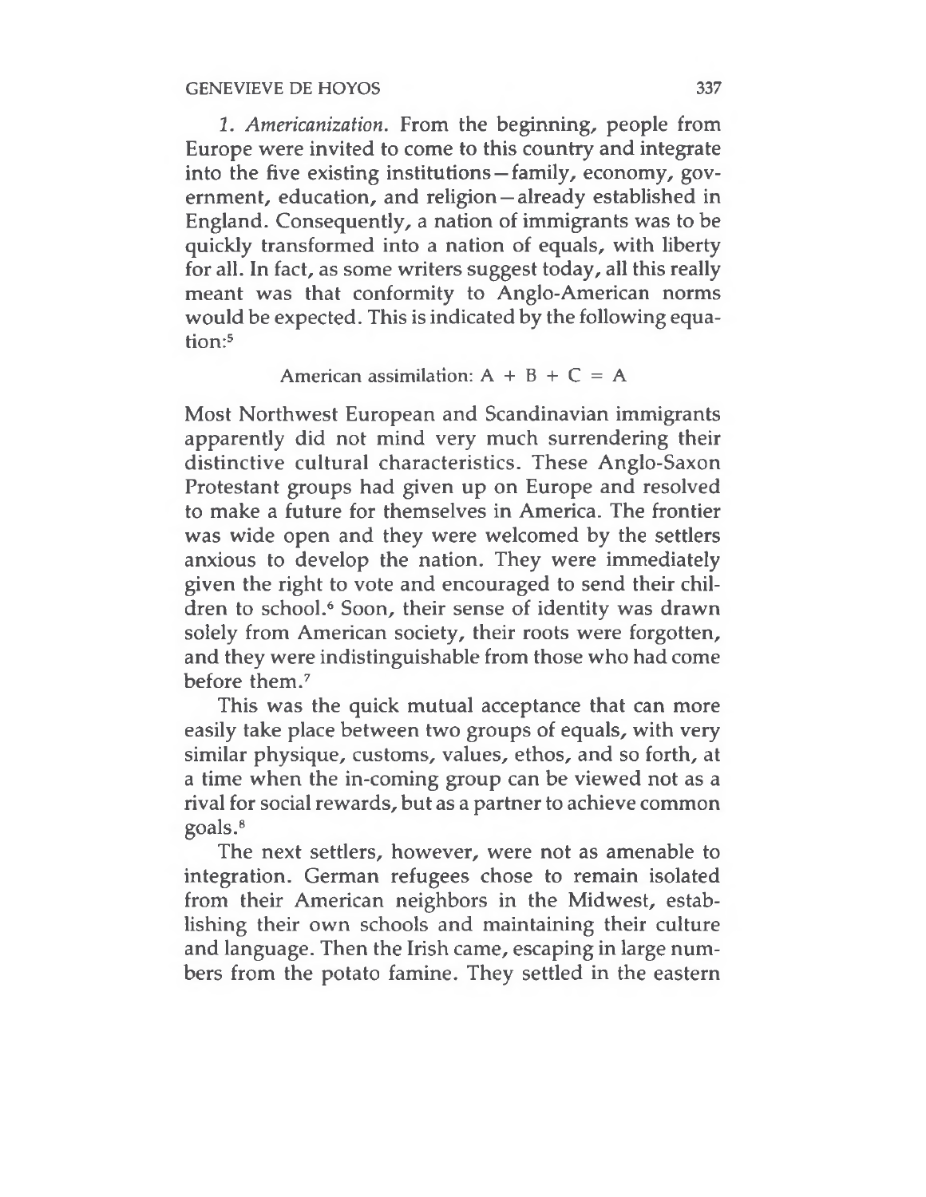*1. Americanization.* From the beginning, people from Europe were invited to come to this country and integrate into the five existing institutions—family, economy, government, education, and religion—already established in England. Consequently, a nation of immigrants was to be quickly transformed into a nation of equals, with liberty for all. In fact, as some writers suggest today, all this really meant was that conformity to Anglo-American norms would be expected. This is indicated by the following equation:[5]

$$\text{American assimilation: } A + B + C = A$$

Most Northwest European and Scandinavian immigrants apparently did not mind very much surrendering their distinctive cultural characteristics. These Anglo-Saxon Protestant groups had given up on Europe and resolved to make a future for themselves in America. The frontier was wide open and they were welcomed by the settlers anxious to develop the nation. They were immediately given the right to vote and encouraged to send their children to school.[6] Soon, their sense of identity was drawn solely from American society, their roots were forgotten, and they were indistinguishable from those who had come before them.[7]

This was the quick mutual acceptance that can more easily take place between two groups of equals, with very similar physique, customs, values, ethos, and so forth, at a time when the in-coming group can be viewed not as a rival for social rewards, but as a partner to achieve common goals.[8]

The next settlers, however, were not as amenable to integration. German refugees chose to remain isolated from their American neighbors in the Midwest, establishing their own schools and maintaining their culture and language. Then the Irish came, escaping in large numbers from the potato famine. They settled in the eastern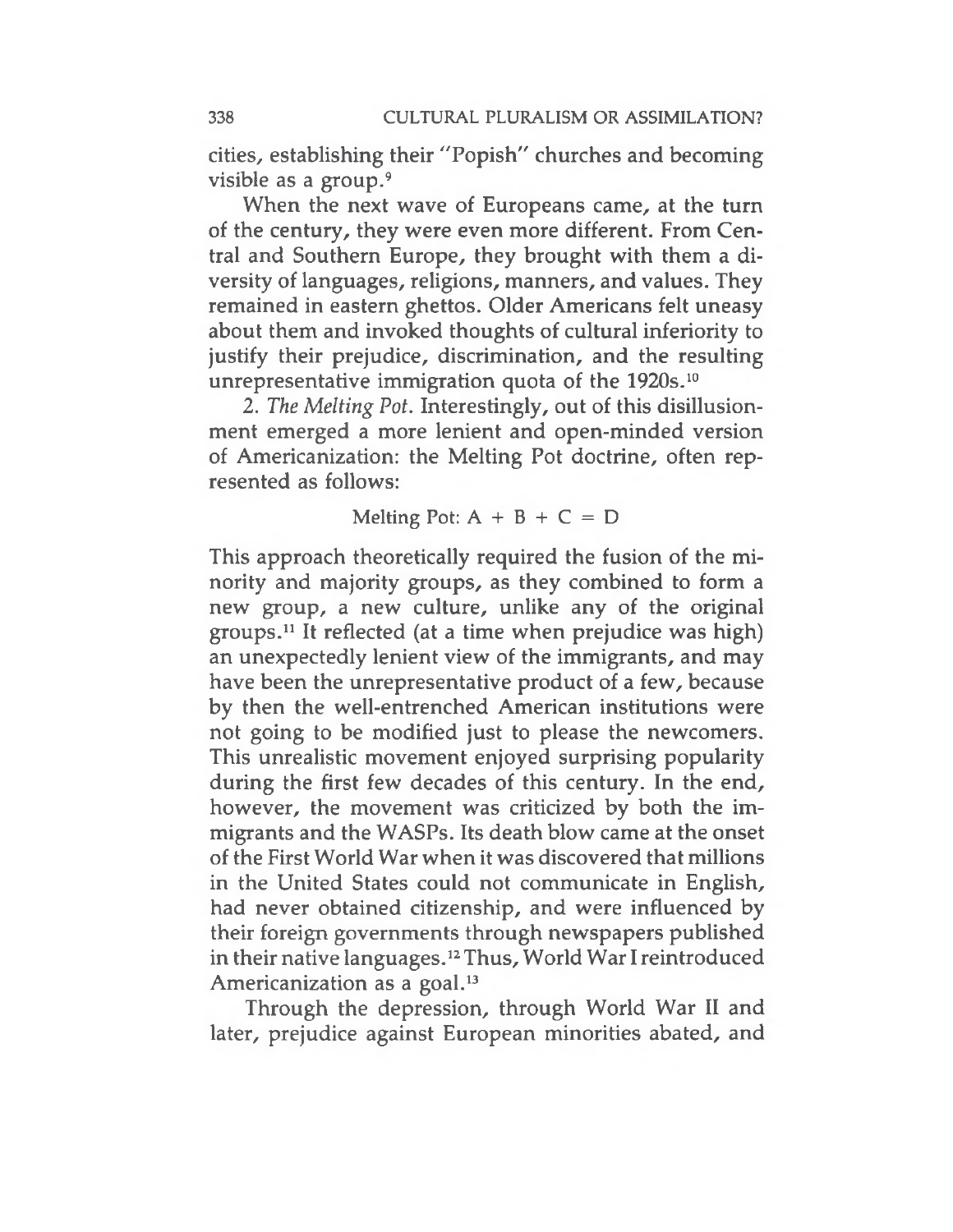cities, establishing their "Popish" churches and becoming visible as a group.[9]

When the next wave of Europeans came, at the turn of the century, they were even more different. From Central and Southern Europe, they brought with them a diversity of languages, religions, manners, and values. They remained in eastern ghettos. Older Americans felt uneasy about them and invoked thoughts of cultural inferiority to justify their prejudice, discrimination, and the resulting unrepresentative immigration quota of the 1920s.[10]

2. *The Melting Pot.* Interestingly, out of this disillusionment emerged a more lenient and open-minded version of Americanization: the Melting Pot doctrine, often represented as follows:

$$\text{Melting Pot: } A + B + C = D$$

This approach theoretically required the fusion of the minority and majority groups, as they combined to form a new group, a new culture, unlike any of the original groups.[11] It reflected (at a time when prejudice was high) an unexpectedly lenient view of the immigrants, and may have been the unrepresentative product of a few, because by then the well-entrenched American institutions were not going to be modified just to please the newcomers. This unrealistic movement enjoyed surprising popularity during the first few decades of this century. In the end, however, the movement was criticized by both the immigrants and the WASPs. Its death blow came at the onset of the First World War when it was discovered that millions in the United States could not communicate in English, had never obtained citizenship, and were influenced by their foreign governments through newspapers published in their native languages.[12] Thus, World War I reintroduced Americanization as a goal.[13]

Through the depression, through World War II and later, prejudice against European minorities abated, and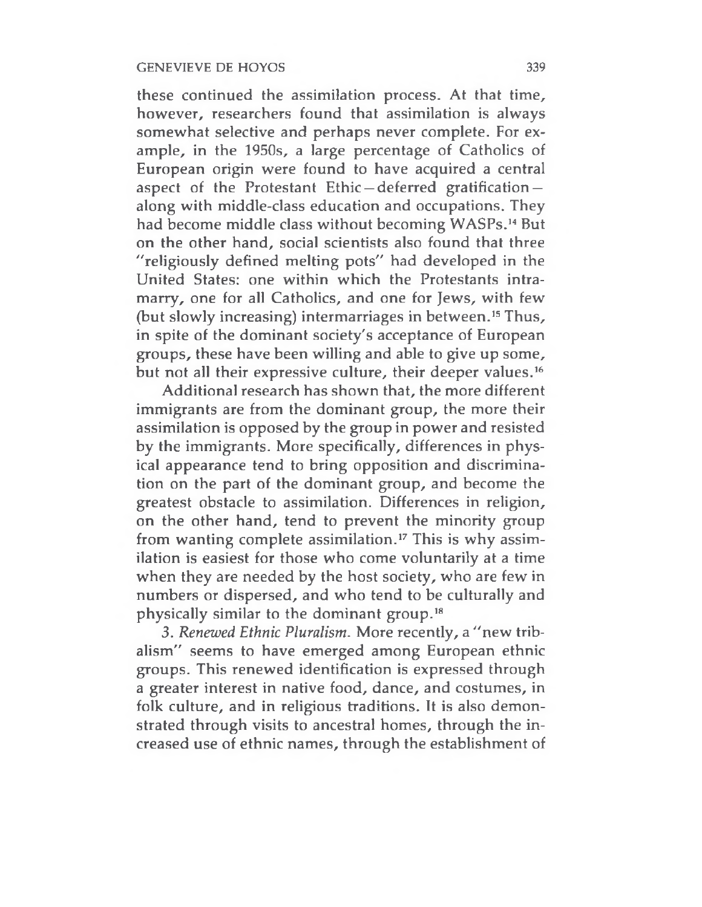these continued the assimilation process. At that time, however, researchers found that assimilation is always somewhat selective and perhaps never complete. For example, in the 1950s, a large percentage of Catholics of European origin were found to have acquired a central aspect of the Protestant Ethic—deferred gratification—along with middle-class education and occupations. They had become middle class without becoming WASPs.[14] But on the other hand, social scientists also found that three "religiously defined melting pots" had developed in the United States: one within which the Protestants intramarry, one for all Catholics, and one for Jews, with few (but slowly increasing) intermarriages in between.[15] Thus, in spite of the dominant society's acceptance of European groups, these have been willing and able to give up some, but not all their expressive culture, their deeper values.[16]

Additional research has shown that, the more different immigrants are from the dominant group, the more their assimilation is opposed by the group in power and resisted by the immigrants. More specifically, differences in physical appearance tend to bring opposition and discrimination on the part of the dominant group, and become the greatest obstacle to assimilation. Differences in religion, on the other hand, tend to prevent the minority group from wanting complete assimilation.[17] This is why assimilation is easiest for those who come voluntarily at a time when they are needed by the host society, who are few in numbers or dispersed, and who tend to be culturally and physically similar to the dominant group.[18]

3. *Renewed Ethnic Pluralism.* More recently, a "new tribalism" seems to have emerged among European ethnic groups. This renewed identification is expressed through a greater interest in native food, dance, and costumes, in folk culture, and in religious traditions. It is also demonstrated through visits to ancestral homes, through the increased use of ethnic names, through the establishment of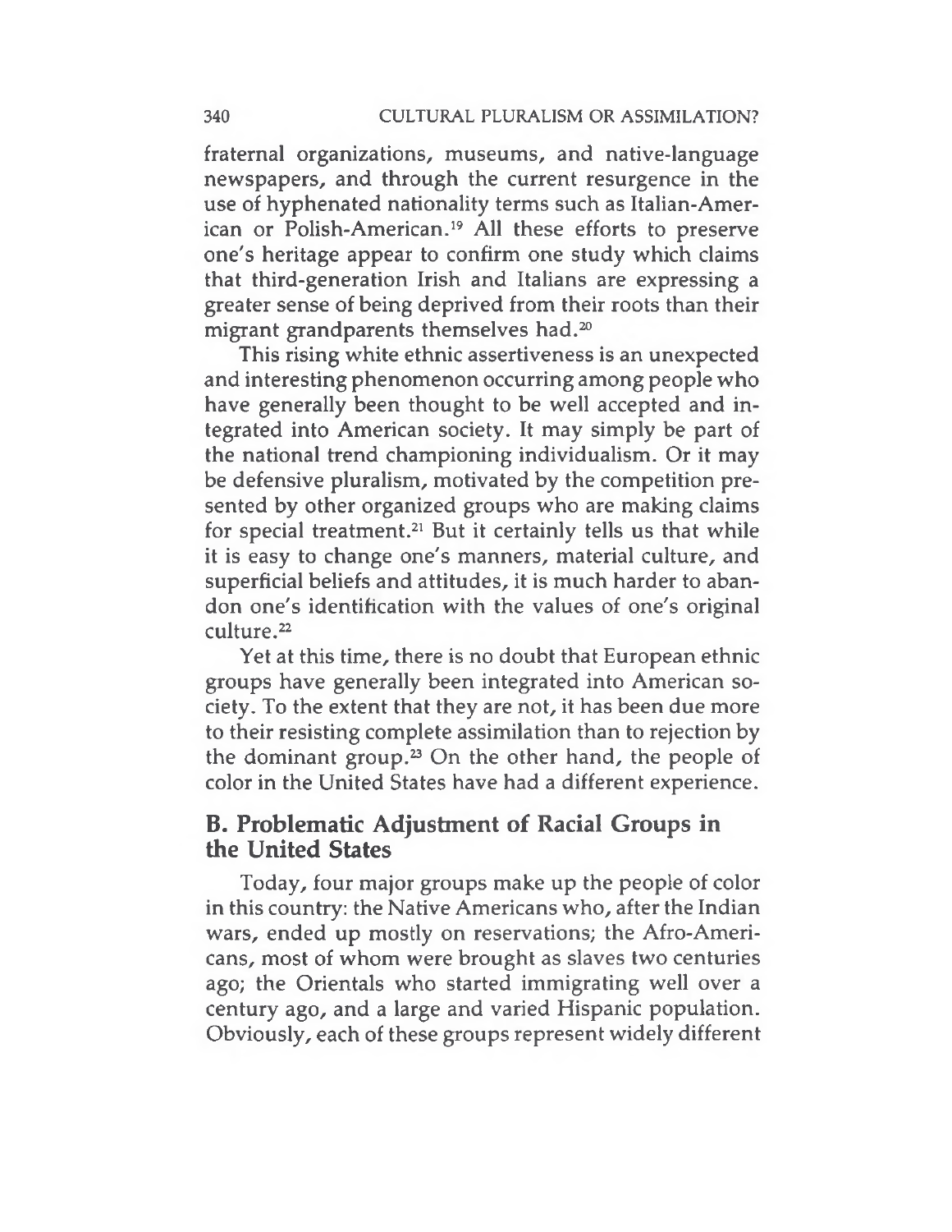fraternal organizations, museums, and native-language newspapers, and through the current resurgence in the use of hyphenated nationality terms such as Italian-American or Polish-American.[19] All these efforts to preserve one's heritage appear to confirm one study which claims that third-generation Irish and Italians are expressing a greater sense of being deprived from their roots than their migrant grandparents themselves had.[20]

This rising white ethnic assertiveness is an unexpected and interesting phenomenon occurring among people who have generally been thought to be well accepted and integrated into American society. It may simply be part of the national trend championing individualism. Or it may be defensive pluralism, motivated by the competition presented by other organized groups who are making claims for special treatment.[21] But it certainly tells us that while it is easy to change one's manners, material culture, and superficial beliefs and attitudes, it is much harder to abandon one's identification with the values of one's original culture.[22]

Yet at this time, there is no doubt that European ethnic groups have generally been integrated into American society. To the extent that they are not, it has been due more to their resisting complete assimilation than to rejection by the dominant group.[23] On the other hand, the people of color in the United States have had a different experience.

## B. Problematic Adjustment of Racial Groups in the United States

Today, four major groups make up the people of color in this country: the Native Americans who, after the Indian wars, ended up mostly on reservations; the Afro-Americans, most of whom were brought as slaves two centuries ago; the Orientals who started immigrating well over a century ago, and a large and varied Hispanic population. Obviously, each of these groups represent widely different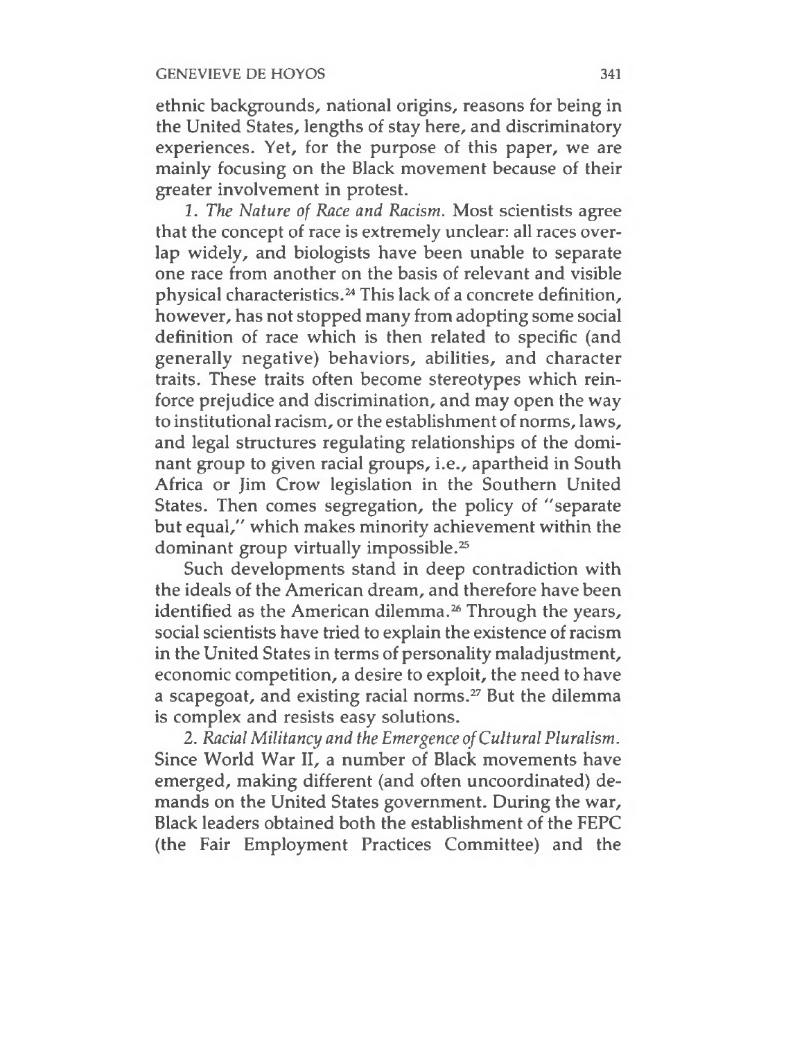ethnic backgrounds, national origins, reasons for being in the United States, lengths of stay here, and discriminatory experiences. Yet, for the purpose of this paper, we are mainly focusing on the Black movement because of their greater involvement in protest.

1. *The Nature of Race and Racism.* Most scientists agree that the concept of race is extremely unclear: all races overlap widely, and biologists have been unable to separate one race from another on the basis of relevant and visible physical characteristics.[24] This lack of a concrete definition, however, has not stopped many from adopting some social definition of race which is then related to specific (and generally negative) behaviors, abilities, and character traits. These traits often become stereotypes which reinforce prejudice and discrimination, and may open the way to institutional racism, or the establishment of norms, laws, and legal structures regulating relationships of the dominant group to given racial groups, i.e., apartheid in South Africa or Jim Crow legislation in the Southern United States. Then comes segregation, the policy of "separate but equal," which makes minority achievement within the dominant group virtually impossible.[25]

Such developments stand in deep contradiction with the ideals of the American dream, and therefore have been identified as the American dilemma.[26] Through the years, social scientists have tried to explain the existence of racism in the United States in terms of personality maladjustment, economic competition, a desire to exploit, the need to have a scapegoat, and existing racial norms.[27] But the dilemma is complex and resists easy solutions.

2. *Racial Militancy and the Emergence of Cultural Pluralism.* Since World War II, a number of Black movements have emerged, making different (and often uncoordinated) demands on the United States government. During the war, Black leaders obtained both the establishment of the FEPC (the Fair Employment Practices Committee) and the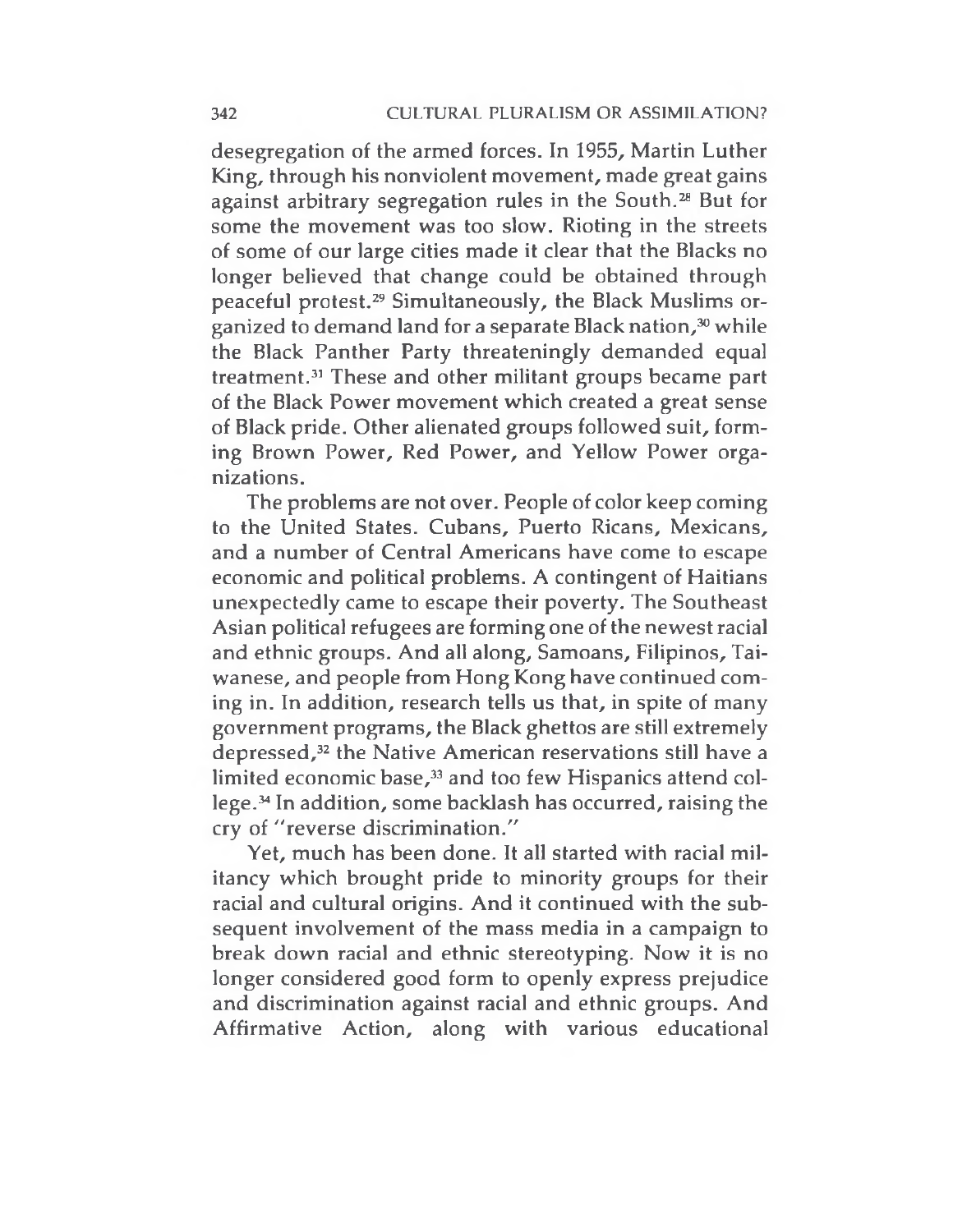desegregation of the armed forces. In 1955, Martin Luther King, through his nonviolent movement, made great gains against arbitrary segregation rules in the South.[28] But for some the movement was too slow. Rioting in the streets of some of our large cities made it clear that the Blacks no longer believed that change could be obtained through peaceful protest.[29] Simultaneously, the Black Muslims organized to demand land for a separate Black nation,[30] while the Black Panther Party threateningly demanded equal treatment.[31] These and other militant groups became part of the Black Power movement which created a great sense of Black pride. Other alienated groups followed suit, forming Brown Power, Red Power, and Yellow Power organizations.

The problems are not over. People of color keep coming to the United States. Cubans, Puerto Ricans, Mexicans, and a number of Central Americans have come to escape economic and political problems. A contingent of Haitians unexpectedly came to escape their poverty. The Southeast Asian political refugees are forming one of the newest racial and ethnic groups. And all along, Samoans, Filipinos, Taiwanese, and people from Hong Kong have continued coming in. In addition, research tells us that, in spite of many government programs, the Black ghettos are still extremely depressed,[32] the Native American reservations still have a limited economic base,[33] and too few Hispanics attend college.[34] In addition, some backlash has occurred, raising the cry of "reverse discrimination."

Yet, much has been done. It all started with racial militancy which brought pride to minority groups for their racial and cultural origins. And it continued with the subsequent involvement of the mass media in a campaign to break down racial and ethnic stereotyping. Now it is no longer considered good form to openly express prejudice and discrimination against racial and ethnic groups. And Affirmative Action, along with various educational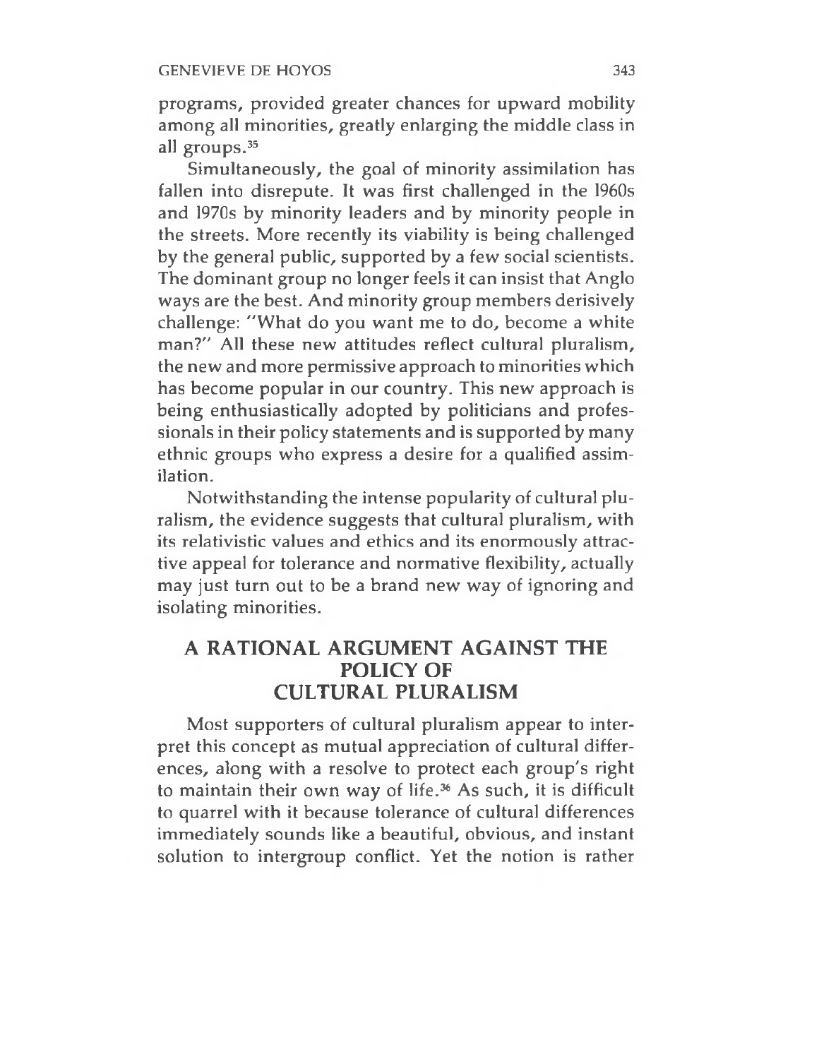programs, provided greater chances for upward mobility among all minorities, greatly enlarging the middle class in all groups.[35]

Simultaneously, the goal of minority assimilation has fallen into disrepute. It was first challenged in the 1960s and 1970s by minority leaders and by minority people in the streets. More recently its viability is being challenged by the general public, supported by a few social scientists. The dominant group no longer feels it can insist that Anglo ways are the best. And minority group members derisively challenge: "What do you want me to do, become a white man?" All these new attitudes reflect cultural pluralism, the new and more permissive approach to minorities which has become popular in our country. This new approach is being enthusiastically adopted by politicians and professionals in their policy statements and is supported by many ethnic groups who express a desire for a qualified assimilation.

Notwithstanding the intense popularity of cultural pluralism, the evidence suggests that cultural pluralism, with its relativistic values and ethics and its enormously attractive appeal for tolerance and normative flexibility, actually may just turn out to be a brand new way of ignoring and isolating minorities.

## A RATIONAL ARGUMENT AGAINST THE POLICY OF CULTURAL PLURALISM

Most supporters of cultural pluralism appear to interpret this concept as mutual appreciation of cultural differences, along with a resolve to protect each group's right to maintain their own way of life.[36] As such, it is difficult to quarrel with it because tolerance of cultural differences immediately sounds like a beautiful, obvious, and instant solution to intergroup conflict. Yet the notion is rather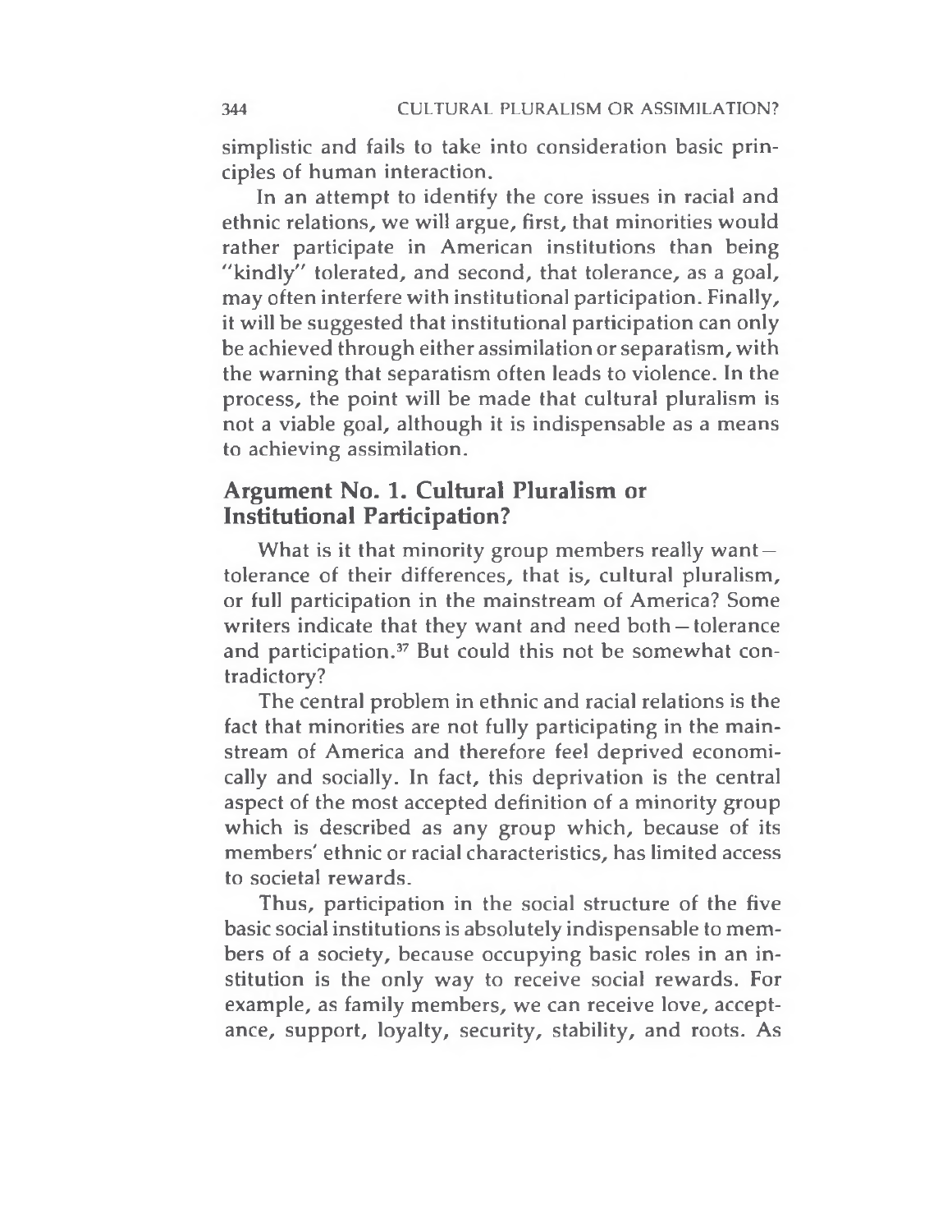simplistic and fails to take into consideration basic principles of human interaction.

In an attempt to identify the core issues in racial and ethnic relations, we will argue, first, that minorities would rather participate in American institutions than being "kindly" tolerated, and second, that tolerance, as a goal, may often interfere with institutional participation. Finally, it will be suggested that institutional participation can only be achieved through either assimilation or separatism, with the warning that separatism often leads to violence. In the process, the point will be made that cultural pluralism is not a viable goal, although it is indispensable as a means to achieving assimilation.

## Argument No. 1. Cultural Pluralism or Institutional Participation?

What is it that minority group members really want—tolerance of their differences, that is, cultural pluralism, or full participation in the mainstream of America? Some writers indicate that they want and need both—tolerance and participation.[37] But could this not be somewhat contradictory?

The central problem in ethnic and racial relations is the fact that minorities are not fully participating in the mainstream of America and therefore feel deprived economically and socially. In fact, this deprivation is the central aspect of the most accepted definition of a minority group which is described as any group which, because of its members' ethnic or racial characteristics, has limited access to societal rewards.

Thus, participation in the social structure of the five basic social institutions is absolutely indispensable to members of a society, because occupying basic roles in an institution is the only way to receive social rewards. For example, as family members, we can receive love, acceptance, support, loyalty, security, stability, and roots. As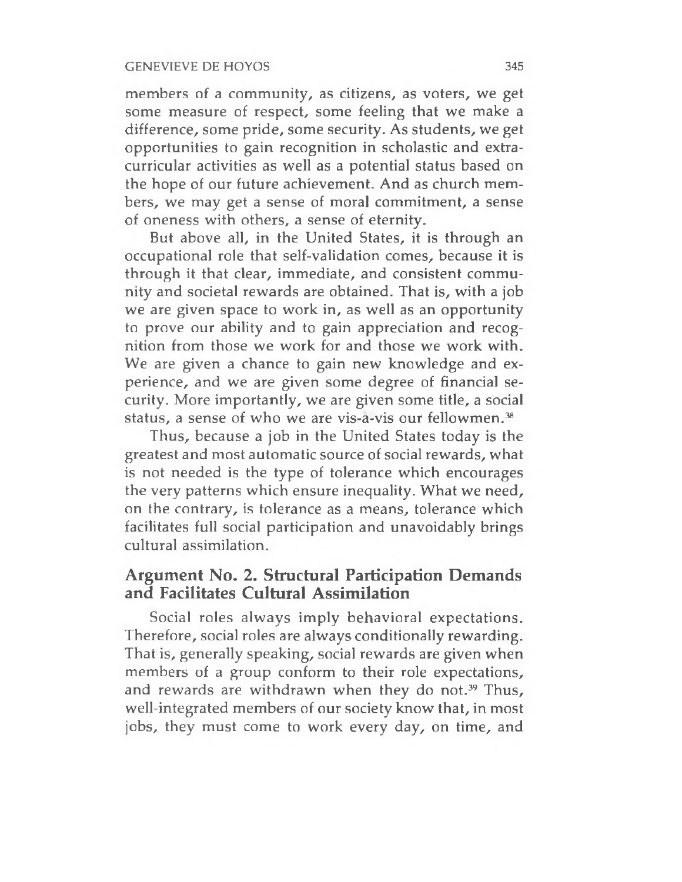members of a community, as citizens, as voters, we get some measure of respect, some feeling that we make a difference, some pride, some security. As students, we get opportunities to gain recognition in scholastic and extracurricular activities as well as a potential status based on the hope of our future achievement. And as church members, we may get a sense of moral commitment, a sense of oneness with others, a sense of eternity.

But above all, in the United States, it is through an occupational role that self-validation comes, because it is through it that clear, immediate, and consistent community and societal rewards are obtained. That is, with a job we are given space to work in, as well as an opportunity to prove our ability and to gain appreciation and recognition from those we work for and those we work with. We are given a chance to gain new knowledge and experience, and we are given some degree of financial security. More importantly, we are given some title, a social status, a sense of who we are vis-a-vis our fellowmen.[38]

Thus, because a job in the United States today is the greatest and most automatic source of social rewards, what is not needed is the type of tolerance which encourages the very patterns which ensure inequality. What we need, on the contrary, is tolerance as a means, tolerance which facilitates full social participation and unavoidably brings cultural assimilation.

## Argument No. 2. Structural Participation Demands and Facilitates Cultural Assimilation

Social roles always imply behavioral expectations. Therefore, social roles are always conditionally rewarding. That is, generally speaking, social rewards are given when members of a group conform to their role expectations, and rewards are withdrawn when they do not.[39] Thus, well-integrated members of our society know that, in most jobs, they must come to work every day, on time, and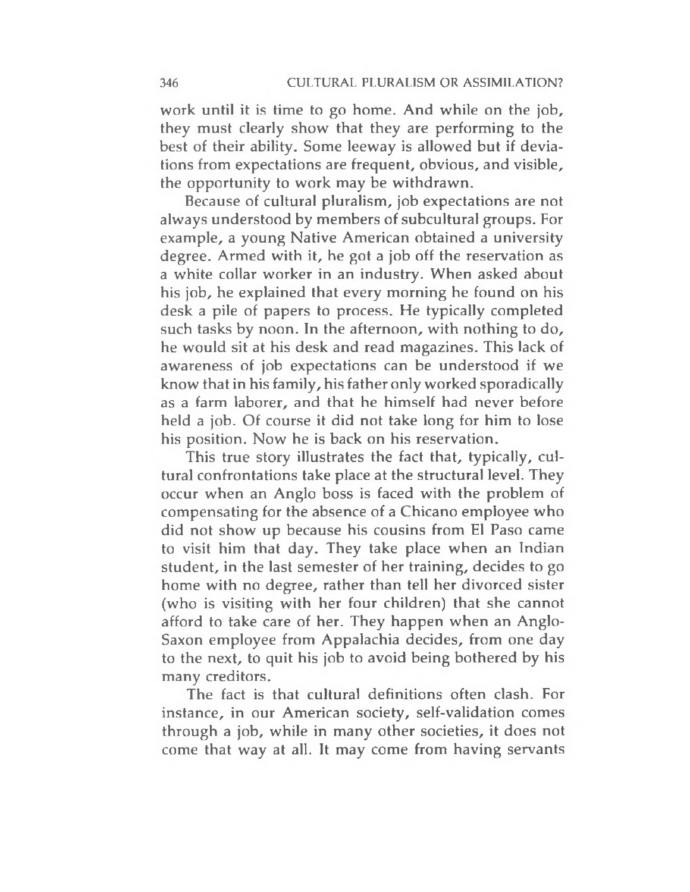work until it is time to go home. And while on the job, they must clearly show that they are performing to the best of their ability. Some leeway is allowed but if deviations from expectations are frequent, obvious, and visible, the opportunity to work may be withdrawn.

Because of cultural pluralism, job expectations are not always understood by members of subcultural groups. For example, a young Native American obtained a university degree. Armed with it, he got a job off the reservation as a white collar worker in an industry. When asked about his job, he explained that every morning he found on his desk a pile of papers to process. He typically completed such tasks by noon. In the afternoon, with nothing to do, he would sit at his desk and read magazines. This lack of awareness of job expectations can be understood if we know that in his family, his father only worked sporadically as a farm laborer, and that he himself had never before held a job. Of course it did not take long for him to lose his position. Now he is back on his reservation.

This true story illustrates the fact that, typically, cultural confrontations take place at the structural level. They occur when an Anglo boss is faced with the problem of compensating for the absence of a Chicano employee who did not show up because his cousins from El Paso came to visit him that day. They take place when an Indian student, in the last semester of her training, decides to go home with no degree, rather than tell her divorced sister (who is visiting with her four children) that she cannot afford to take care of her. They happen when an Anglo-Saxon employee from Appalachia decides, from one day to the next, to quit his job to avoid being bothered by his many creditors.

The fact is that cultural definitions often clash. For instance, in our American society, self-validation comes through a job, while in many other societies, it does not come that way at all. It may come from having servants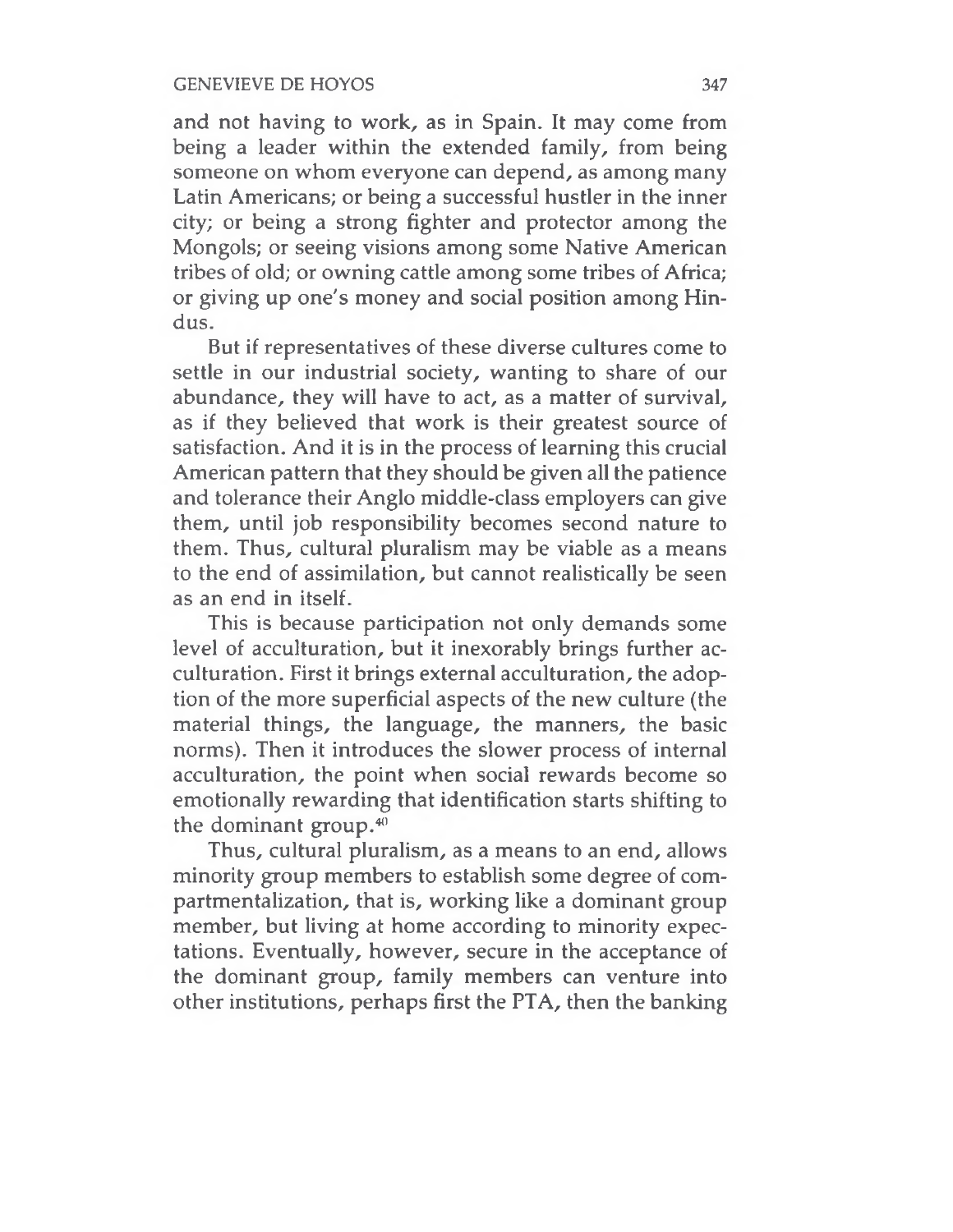and not having to work, as in Spain. It may come from being a leader within the extended family, from being someone on whom everyone can depend, as among many Latin Americans; or being a successful hustler in the inner city; or being a strong fighter and protector among the Mongols; or seeing visions among some Native American tribes of old; or owning cattle among some tribes of Africa; or giving up one's money and social position among Hindus.

But if representatives of these diverse cultures come to settle in our industrial society, wanting to share of our abundance, they will have to act, as a matter of survival, as if they believed that work is their greatest source of satisfaction. And it is in the process of learning this crucial American pattern that they should be given all the patience and tolerance their Anglo middle-class employers can give them, until job responsibility becomes second nature to them. Thus, cultural pluralism may be viable as a means to the end of assimilation, but cannot realistically be seen as an end in itself.

This is because participation not only demands some level of acculturation, but it inexorably brings further acculturation. First it brings external acculturation, the adoption of the more superficial aspects of the new culture (the material things, the language, the manners, the basic norms). Then it introduces the slower process of internal acculturation, the point when social rewards become so emotionally rewarding that identification starts shifting to the dominant group.[40]

Thus, cultural pluralism, as a means to an end, allows minority group members to establish some degree of compartmentalization, that is, working like a dominant group member, but living at home according to minority expectations. Eventually, however, secure in the acceptance of the dominant group, family members can venture into other institutions, perhaps first the PTA, then the banking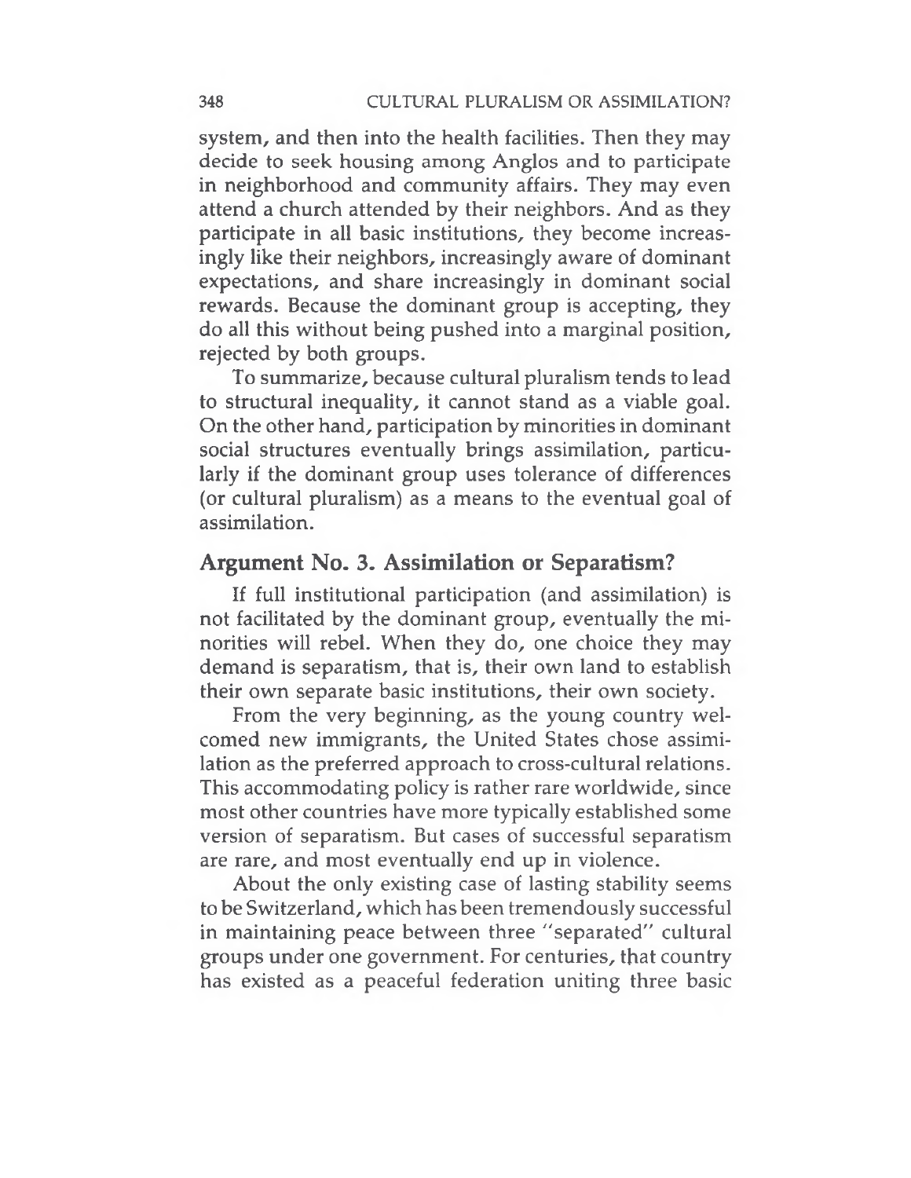system, and then into the health facilities. Then they may decide to seek housing among Anglos and to participate in neighborhood and community affairs. They may even attend a church attended by their neighbors. And as they participate in all basic institutions, they become increasingly like their neighbors, increasingly aware of dominant expectations, and share increasingly in dominant social rewards. Because the dominant group is accepting, they do all this without being pushed into a marginal position, rejected by both groups.

To summarize, because cultural pluralism tends to lead to structural inequality, it cannot stand as a viable goal. On the other hand, participation by minorities in dominant social structures eventually brings assimilation, particularly if the dominant group uses tolerance of differences (or cultural pluralism) as a means to the eventual goal of assimilation.

## Argument No. 3. Assimilation or Separatism?

If full institutional participation (and assimilation) is not facilitated by the dominant group, eventually the minorities will rebel. When they do, one choice they may demand is separatism, that is, their own land to establish their own separate basic institutions, their own society.

From the very beginning, as the young country welcomed new immigrants, the United States chose assimilation as the preferred approach to cross-cultural relations. This accommodating policy is rather rare worldwide, since most other countries have more typically established some version of separatism. But cases of successful separatism are rare, and most eventually end up in violence.

About the only existing case of lasting stability seems to be Switzerland, which has been tremendously successful in maintaining peace between three "separated" cultural groups under one government. For centuries, that country has existed as a peaceful federation uniting three basic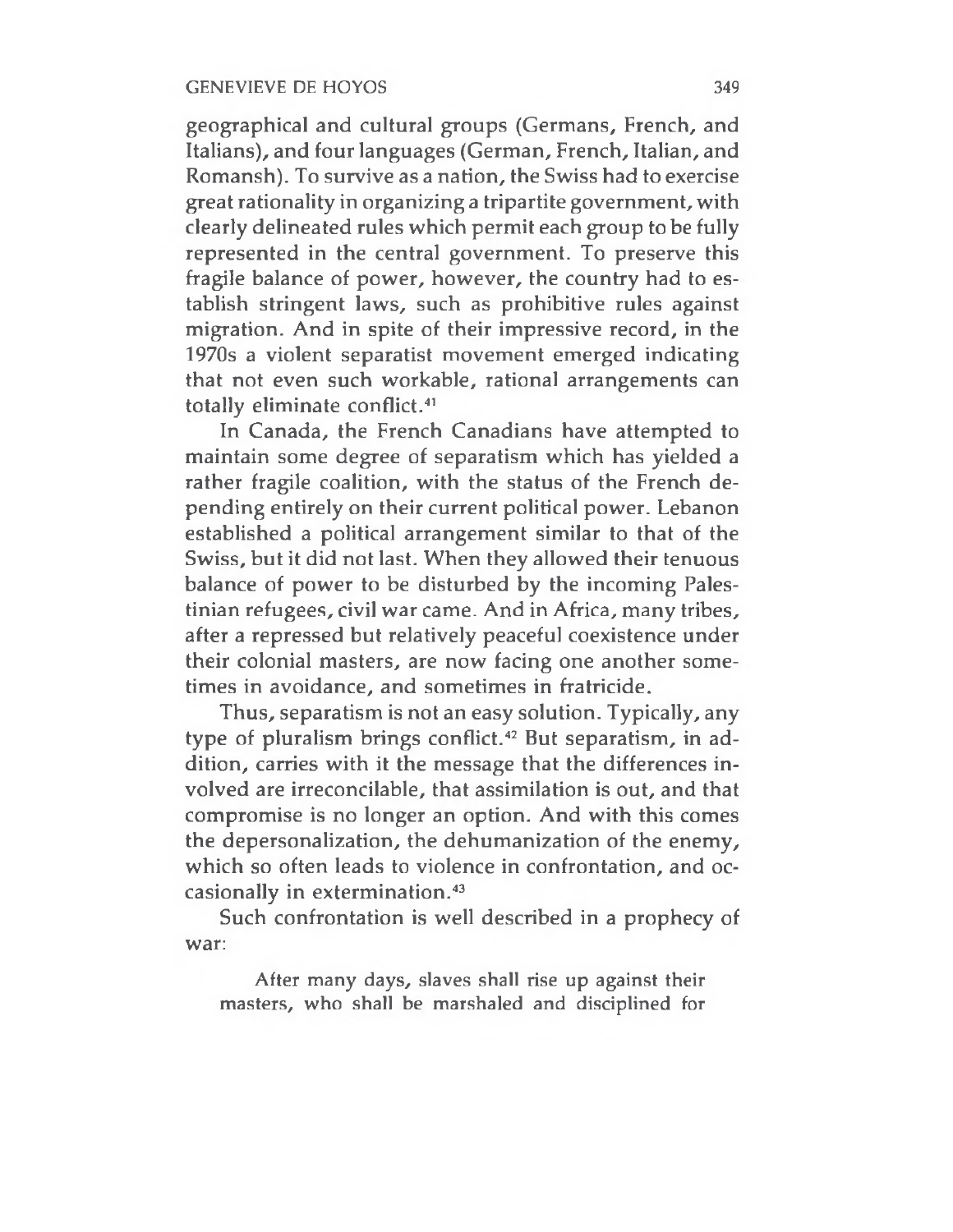geographical and cultural groups (Germans, French, and Italians), and four languages (German, French, Italian, and Romansh). To survive as a nation, the Swiss had to exercise great rationality in organizing a tripartite government, with clearly delineated rules which permit each group to be fully represented in the central government. To preserve this fragile balance of power, however, the country had to establish stringent laws, such as prohibitive rules against migration. And in spite of their impressive record, in the 1970s a violent separatist movement emerged indicating that not even such workable, rational arrangements can totally eliminate conflict.[41]

In Canada, the French Canadians have attempted to maintain some degree of separatism which has yielded a rather fragile coalition, with the status of the French depending entirely on their current political power. Lebanon established a political arrangement similar to that of the Swiss, but it did not last. When they allowed their tenuous balance of power to be disturbed by the incoming Palestinian refugees, civil war came. And in Africa, many tribes, after a repressed but relatively peaceful coexistence under their colonial masters, are now facing one another sometimes in avoidance, and sometimes in fratricide.

Thus, separatism is not an easy solution. Typically, any type of pluralism brings conflict.[42] But separatism, in addition, carries with it the message that the differences involved are irreconcilable, that assimilation is out, and that compromise is no longer an option. And with this comes the depersonalization, the dehumanization of the enemy, which so often leads to violence in confrontation, and occasionally in extermination.[43]

Such confrontation is well described in a prophecy of war:

> After many days, slaves shall rise up against their masters, who shall be marshaled and disciplined for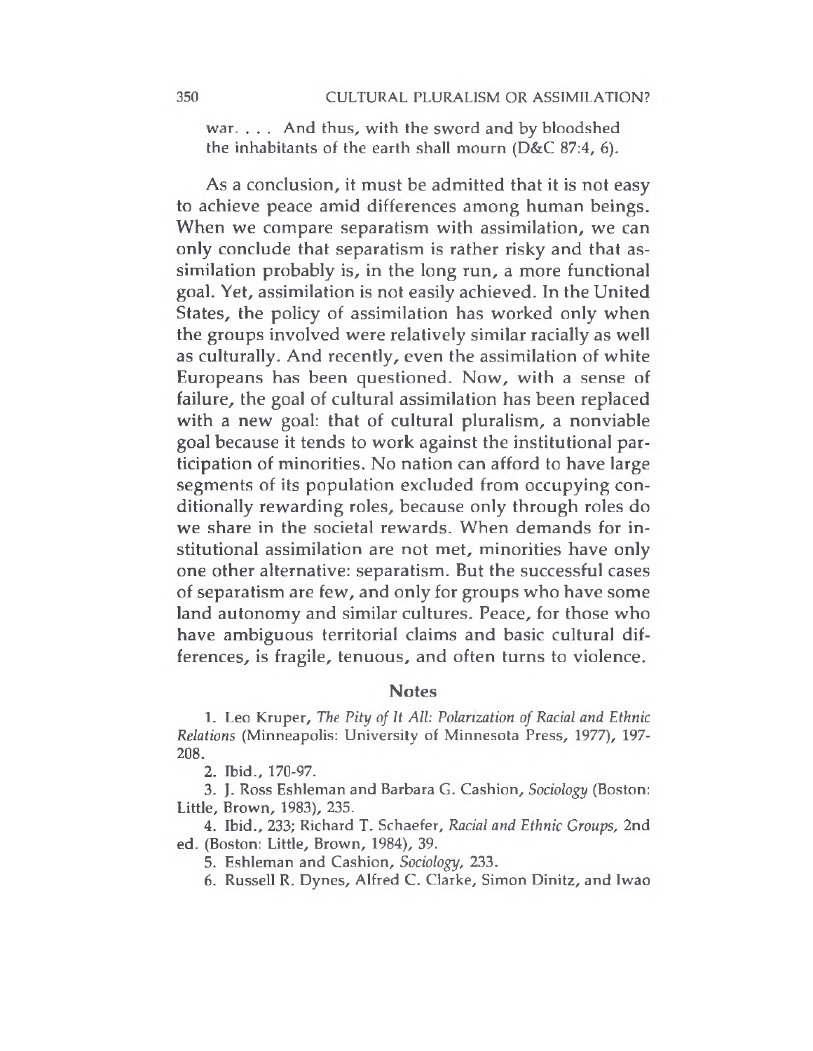war. . . . And thus, with the sword and by bloodshed the inhabitants of the earth shall mourn (D&C 87:4, 6).

As a conclusion, it must be admitted that it is not easy to achieve peace amid differences among human beings. When we compare separatism with assimilation, we can only conclude that separatism is rather risky and that assimilation probably is, in the long run, a more functional goal. Yet, assimilation is not easily achieved. In the United States, the policy of assimilation has worked only when the groups involved were relatively similar racially as well as culturally. And recently, even the assimilation of white Europeans has been questioned. Now, with a sense of failure, the goal of cultural assimilation has been replaced with a new goal: that of cultural pluralism, a nonviable goal because it tends to work against the institutional participation of minorities. No nation can afford to have large segments of its population excluded from occupying conditionally rewarding roles, because only through roles do we share in the societal rewards. When demands for institutional assimilation are not met, minorities have only one other alternative: separatism. But the successful cases of separatism are few, and only for groups who have some land autonomy and similar cultures. Peace, for those who have ambiguous territorial claims and basic cultural differences, is fragile, tenuous, and often turns to violence.

## Notes

1. Leo Kruper, *The Pity of It All: Polarization of Racial and Ethnic Relations* (Minneapolis: University of Minnesota Press, 1977), 197-208.

2. Ibid., 170-97.

3. J. Ross Eshleman and Barbara G. Cashion, *Sociology* (Boston: Little, Brown, 1983), 235.

4. Ibid., 233; Richard T. Schaefer, *Racial and Ethnic Groups,* 2nd ed. (Boston: Little, Brown, 1984), 39.

5. Eshleman and Cashion, *Sociology,* 233.

6. Russell R. Dynes, Alfred C. Clarke, Simon Dinitz, and Iwao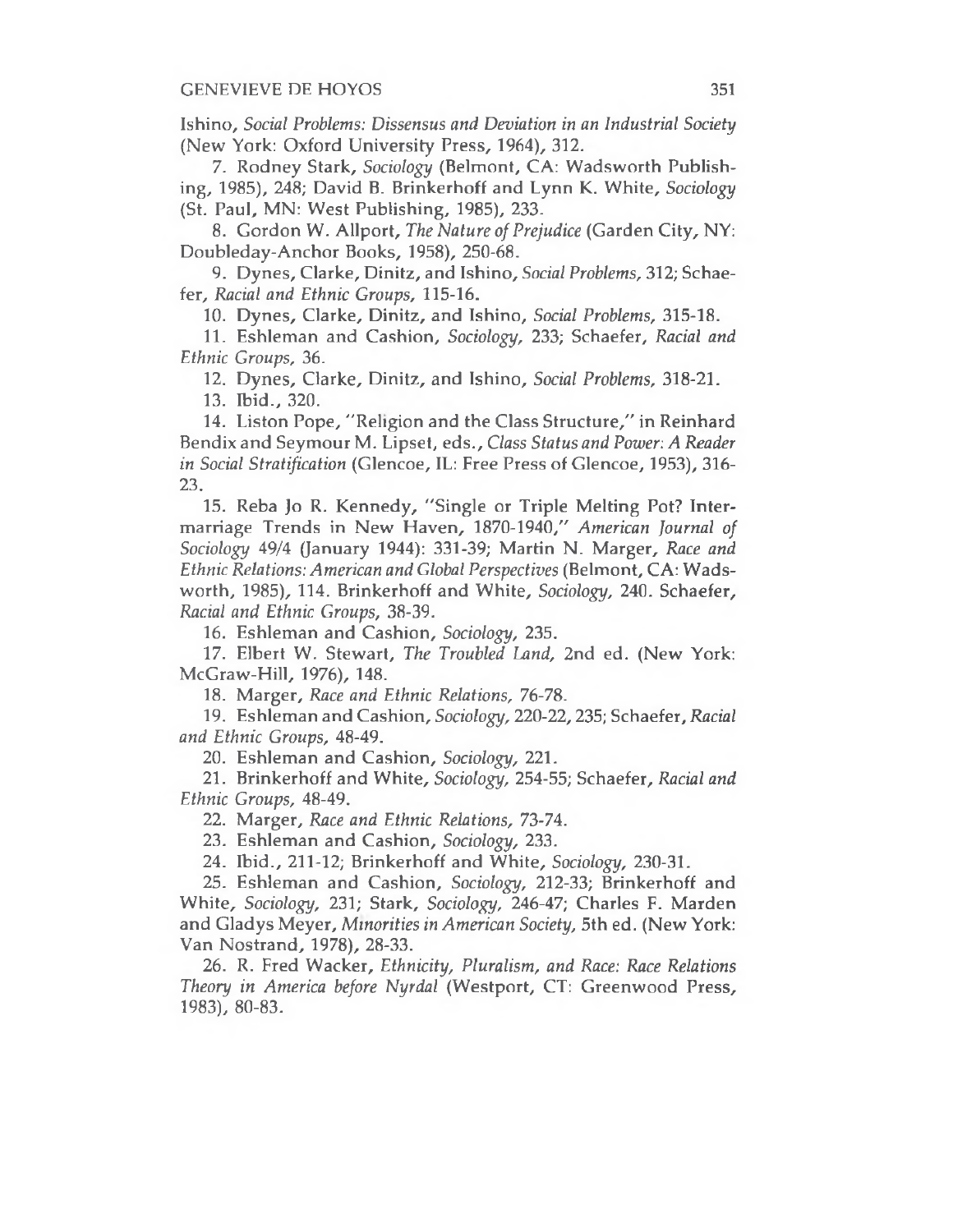Ishino, *Social Problems: Dissensus and Deviation in an Industrial Society* (New York: Oxford University Press, 1964), 312.

7. Rodney Stark, *Sociology* (Belmont, CA: Wadsworth Publishing, 1985), 248; David B. Brinkerhoff and Lynn K. White, *Sociology* (St. Paul, MN: West Publishing, 1985), 233.

8. Gordon W. Allport, *The Nature of Prejudice* (Garden City, NY: Doubleday-Anchor Books, 1958), 250-68.

9. Dynes, Clarke, Dinitz, and Ishino, *Social Problems,* 312; Schaefer, *Racial and Ethnic Groups,* 115-16.

10. Dynes, Clarke, Dinitz, and Ishino, *Social Problems,* 315-18.

11. Eshleman and Cashion, *Sociology,* 233; Schaefer, *Racial and Ethnic Groups,* 36.

12. Dynes, Clarke, Dinitz, and Ishino, *Social Problems,* 318-21.

13. Ibid., 320.

14. Liston Pope, "Religion and the Class Structure," in Reinhard Bendix and Seymour M. Lipset, eds., *Class Status and Power: A Reader in Social Stratification* (Glencoe, IL: Free Press of Glencoe, 1953), 316-23.

15. Reba Jo R. Kennedy, "Single or Triple Melting Pot? Intermarriage Trends in New Haven, 1870-1940," *American Journal of Sociology* 49/4 (January 1944): 331-39; Martin N. Marger, *Race and Ethnic Relations: American and Global Perspectives* (Belmont, CA: Wadsworth, 1985), 114. Brinkerhoff and White, *Sociology,* 240. Schaefer, *Racial and Ethnic Groups,* 38-39.

16. Eshleman and Cashion, *Sociology,* 235.

17. Elbert W. Stewart, *The Troubled Land,* 2nd ed. (New York: McGraw-Hill, 1976), 148.

18. Marger, *Race and Ethnic Relations,* 76-78.

19. Eshleman and Cashion, *Sociology,* 220-22, 235; Schaefer, *Racial and Ethnic Groups,* 48-49.

20. Eshleman and Cashion, *Sociology,* 221.

21. Brinkerhoff and White, *Sociology,* 254-55; Schaefer, *Racial and Ethnic Groups,* 48-49.

22. Marger, *Race and Ethnic Relations,* 73-74.

23. Eshleman and Cashion, *Sociology,* 233.

24. Ibid., 211-12; Brinkerhoff and White, *Sociology,* 230-31.

25. Eshleman and Cashion, *Sociology,* 212-33; Brinkerhoff and White, *Sociology,* 231; Stark, *Sociology,* 246-47; Charles F. Marden and Gladys Meyer, *Minorities in American Society,* 5th ed. (New York: Van Nostrand, 1978), 28-33.

26. R. Fred Wacker, *Ethnicity, Pluralism, and Race: Race Relations Theory in America before Nyrdal* (Westport, CT: Greenwood Press, 1983), 80-83.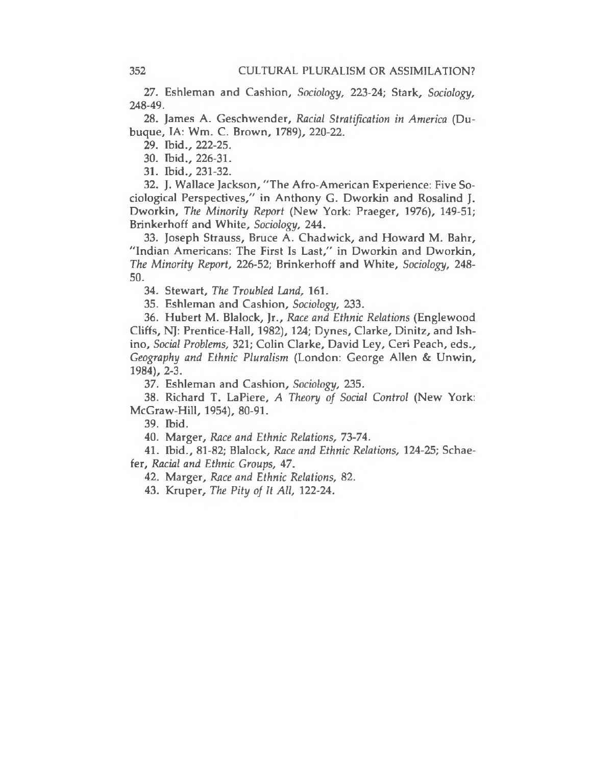27. Eshleman and Cashion, *Sociology*, 223-24; Stark, *Sociology*, 248-49.

28. James A. Geschwender, *Racial Stratification in America* (Dubuque, IA: Wm. C. Brown, 1789), 220-22.

29. Ibid., 222-25.

30. Ibid., 226-31.

31. Ibid., 231-32.

32. J. Wallace Jackson, "The Afro-American Experience: Five Sociological Perspectives," in Anthony G. Dworkin and Rosalind J. Dworkin, *The Minority Report* (New York: Praeger, 1976), 149-51; Brinkerhoff and White, *Sociology*, 244.

33. Joseph Strauss, Bruce A. Chadwick, and Howard M. Bahr, "Indian Americans: The First Is Last," in Dworkin and Dworkin, *The Minority Report*, 226-52; Brinkerhoff and White, *Sociology*, 248-50.

34. Stewart, *The Troubled Land*, 161.

35. Eshleman and Cashion, *Sociology*, 233.

36. Hubert M. Blalock, Jr., *Race and Ethnic Relations* (Englewood Cliffs, NJ: Prentice-Hall, 1982), 124; Dynes, Clarke, Dinitz, and Ishino, *Social Problems*, 321; Colin Clarke, David Ley, Ceri Peach, eds., *Geography and Ethnic Pluralism* (London: George Allen & Unwin, 1984), 2-3.

37. Eshleman and Cashion, *Sociology*, 235.

38. Richard T. LaPiere, *A Theory of Social Control* (New York: McGraw-Hill, 1954), 80-91.

39. Ibid.

40. Marger, *Race and Ethnic Relations*, 73-74.

41. Ibid., 81-82; Blalock, *Race and Ethnic Relations*, 124-25; Schaefer, *Racial and Ethnic Groups*, 47.

42. Marger, *Race and Ethnic Relations*, 82.

43. Kruper, *The Pity of It All*, 122-24.